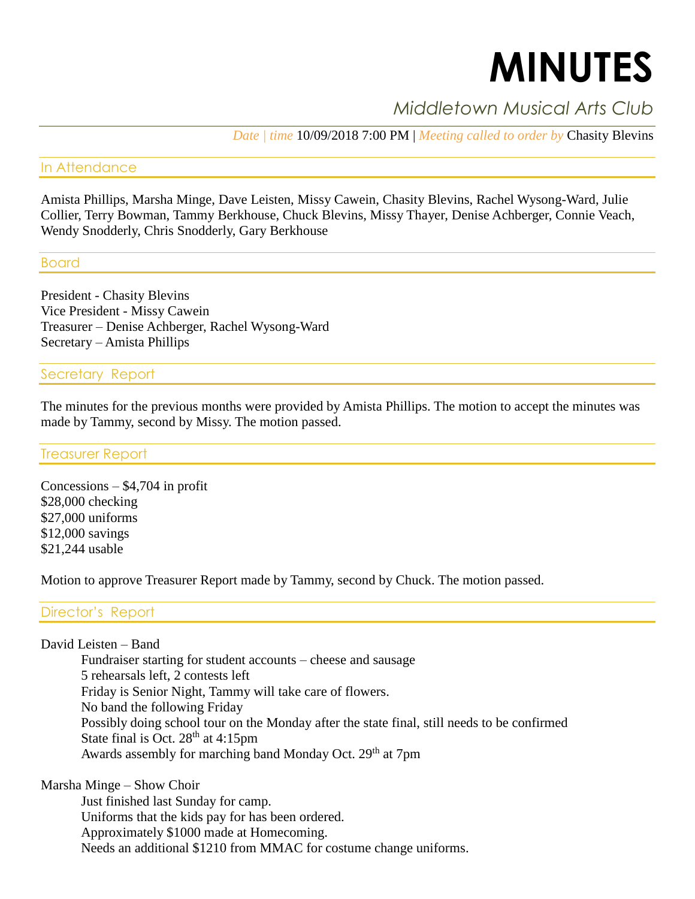# MINUTES

## Middletown Musical Arts Club

*Date | time* 10/09/2018 7:00 PM | *Meeting called to order by* Chasity Blevins

### In Attendance

Amista Phillips, Marsha Minge, Dave Leisten, Missy Cawein, Chasity Blevins, Rachel Wysong-Ward, Julie Collier, Terry Bowman, Tammy Berkhouse, Chuck Blevins, Missy Thayer, Denise Achberger, Connie Veach, Wendy Snodderly, Chris Snodderly, Gary Berkhouse

### Board

President - Chasity Blevins
Vice President - Missy Cawein
Treasurer – Denise Achberger, Rachel Wysong-Ward
Secretary – Amista Phillips

### Secretary Report

The minutes for the previous months were provided by Amista Phillips. The motion to accept the minutes was made by Tammy, second by Missy. The motion passed.

### Treasurer Report

Concessions – $4,704 in profit
$28,000 checking
$27,000 uniforms
$12,000 savings
$21,244 usable

Motion to approve Treasurer Report made by Tammy, second by Chuck. The motion passed.

### Director's Report

David Leisten – Band

- Fundraiser starting for student accounts – cheese and sausage
- 5 rehearsals left, 2 contests left
- Friday is Senior Night, Tammy will take care of flowers.
- No band the following Friday
- Possibly doing school tour on the Monday after the state final, still needs to be confirmed
- State final is Oct. 28th at 4:15pm
- Awards assembly for marching band Monday Oct. 29th at 7pm

Marsha Minge – Show Choir

- Just finished last Sunday for camp.
- Uniforms that the kids pay for has been ordered.
- Approximately $1000 made at Homecoming.
- Needs an additional $1210 from MMAC for costume change uniforms.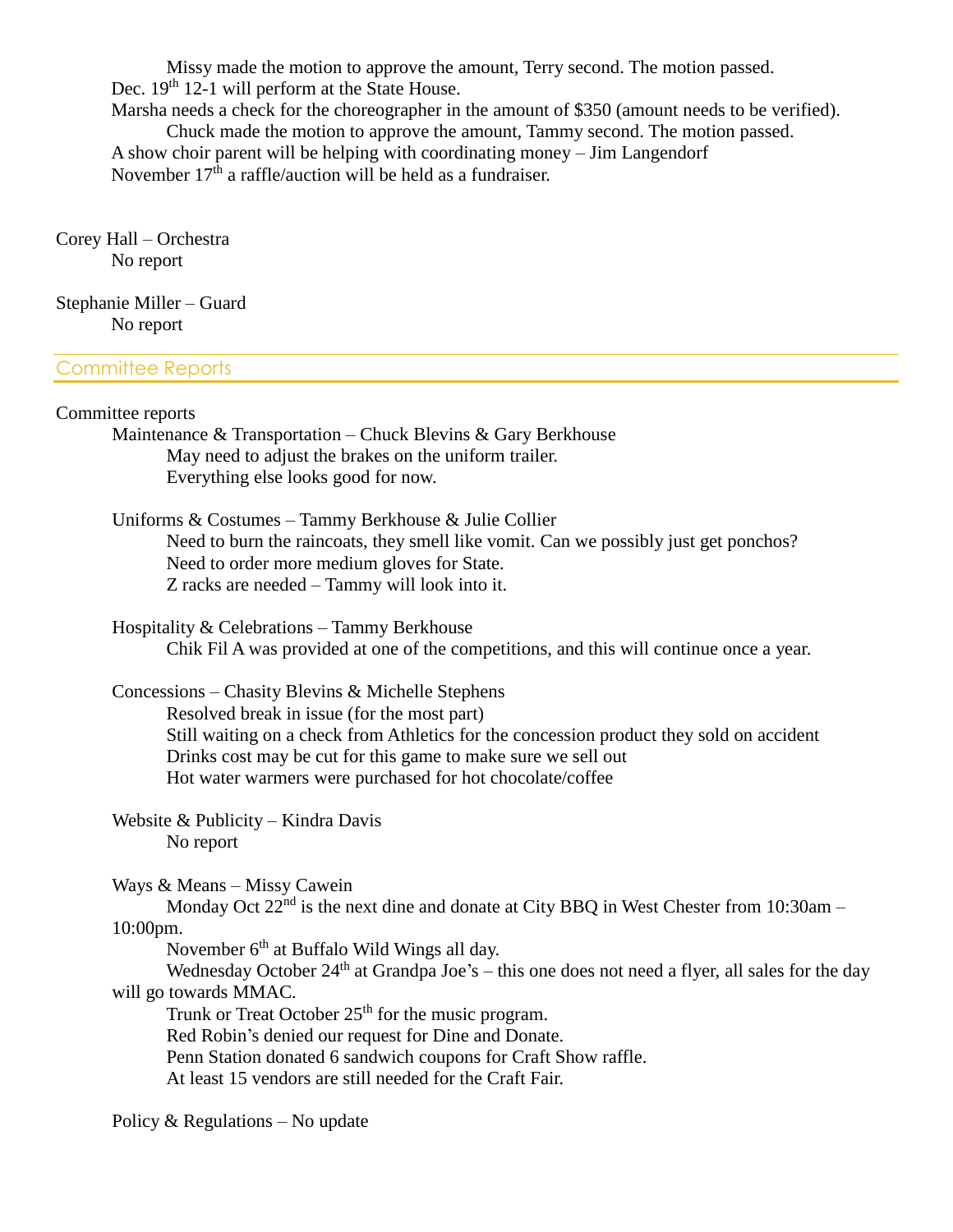Missy made the motion to approve the amount, Terry second. The motion passed.

Dec. 19th 12-1 will perform at the State House.

Marsha needs a check for the choreographer in the amount of $350 (amount needs to be verified).

Chuck made the motion to approve the amount, Tammy second. The motion passed.

A show choir parent will be helping with coordinating money – Jim Langendorf

November 17th a raffle/auction will be held as a fundraiser.

Corey Hall – Orchestra

No report

Stephanie Miller – Guard

No report

## Committee Reports

Committee reports

Maintenance & Transportation – Chuck Blevins & Gary Berkhouse

May need to adjust the brakes on the uniform trailer.

Everything else looks good for now.

Uniforms & Costumes – Tammy Berkhouse & Julie Collier

Need to burn the raincoats, they smell like vomit. Can we possibly just get ponchos?

Need to order more medium gloves for State.

Z racks are needed – Tammy will look into it.

Hospitality & Celebrations – Tammy Berkhouse

Chik Fil A was provided at one of the competitions, and this will continue once a year.

Concessions – Chasity Blevins & Michelle Stephens

Resolved break in issue (for the most part)

Still waiting on a check from Athletics for the concession product they sold on accident

Drinks cost may be cut for this game to make sure we sell out

Hot water warmers were purchased for hot chocolate/coffee

Website & Publicity – Kindra Davis

No report

Ways & Means – Missy Cawein

Monday Oct 22nd is the next dine and donate at City BBQ in West Chester from 10:30am – 10:00pm.

November 6th at Buffalo Wild Wings all day.

Wednesday October 24th at Grandpa Joe's – this one does not need a flyer, all sales for the day will go towards MMAC.

Trunk or Treat October 25th for the music program.

Red Robin's denied our request for Dine and Donate.

Penn Station donated 6 sandwich coupons for Craft Show raffle.

At least 15 vendors are still needed for the Craft Fair.

Policy & Regulations – No update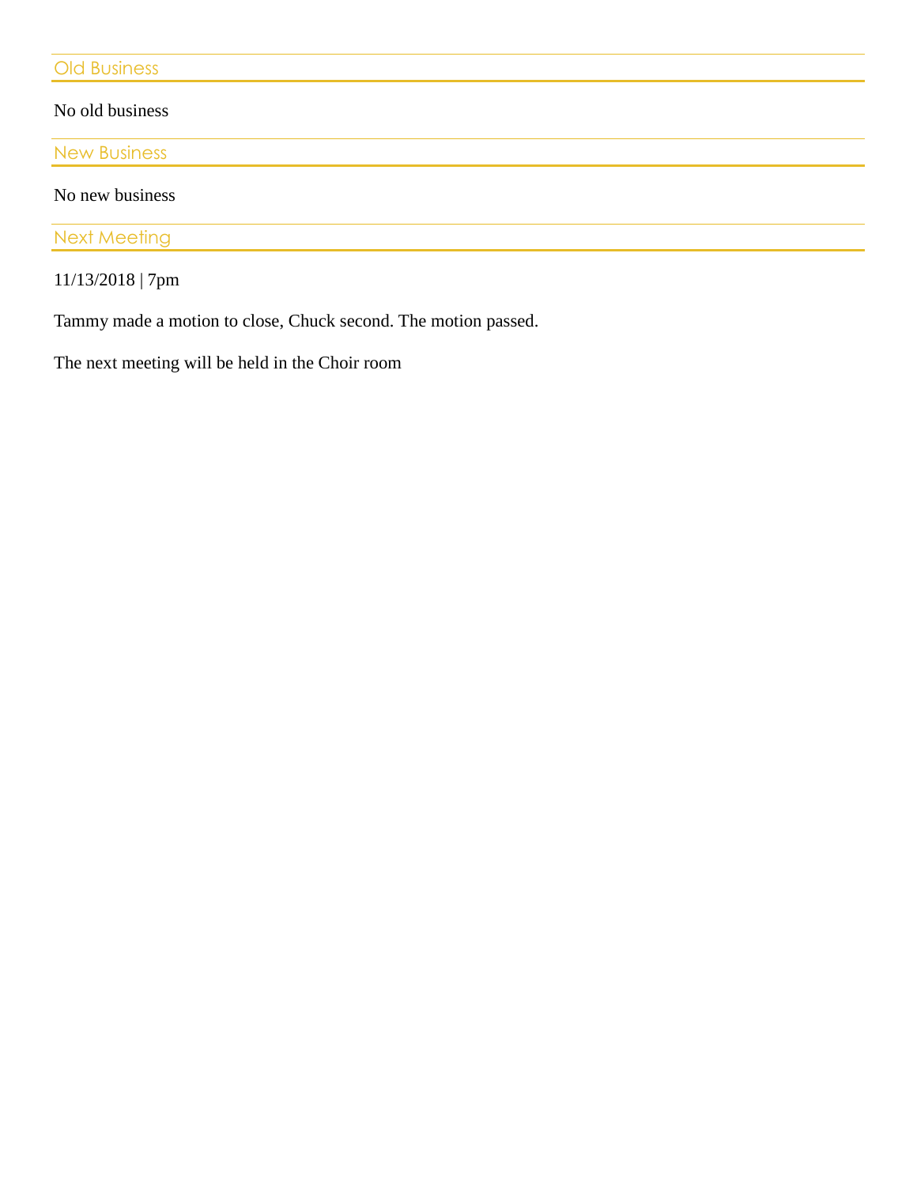## Old Business

No old business

## New Business

No new business

## Next Meeting

11/13/2018 | 7pm

Tammy made a motion to close, Chuck second. The motion passed.

The next meeting will be held in the Choir room